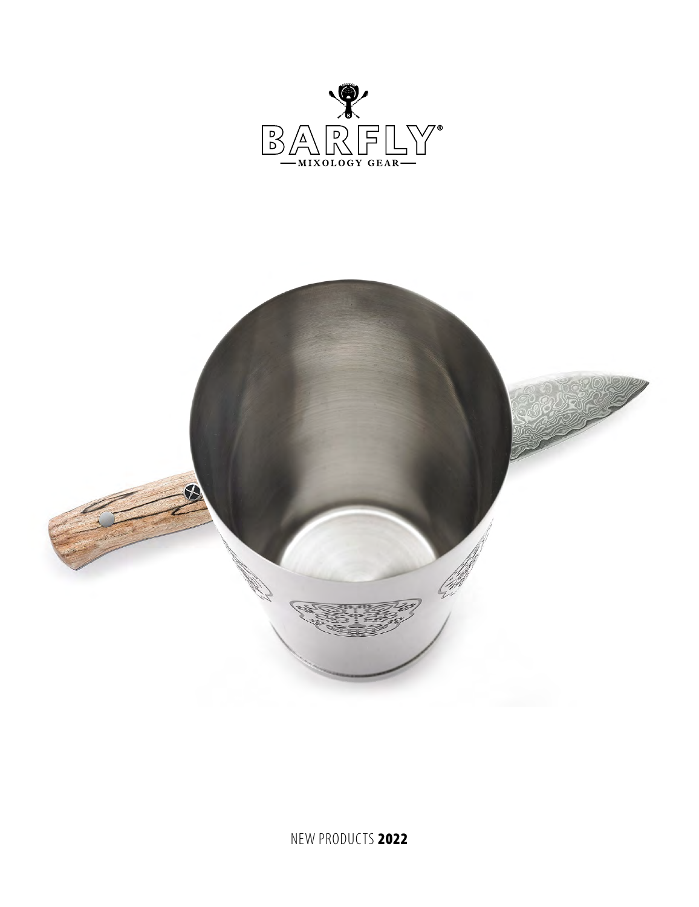BARFLY®

—MIXOLOGY GEAR—

NEW PRODUCTS **2022**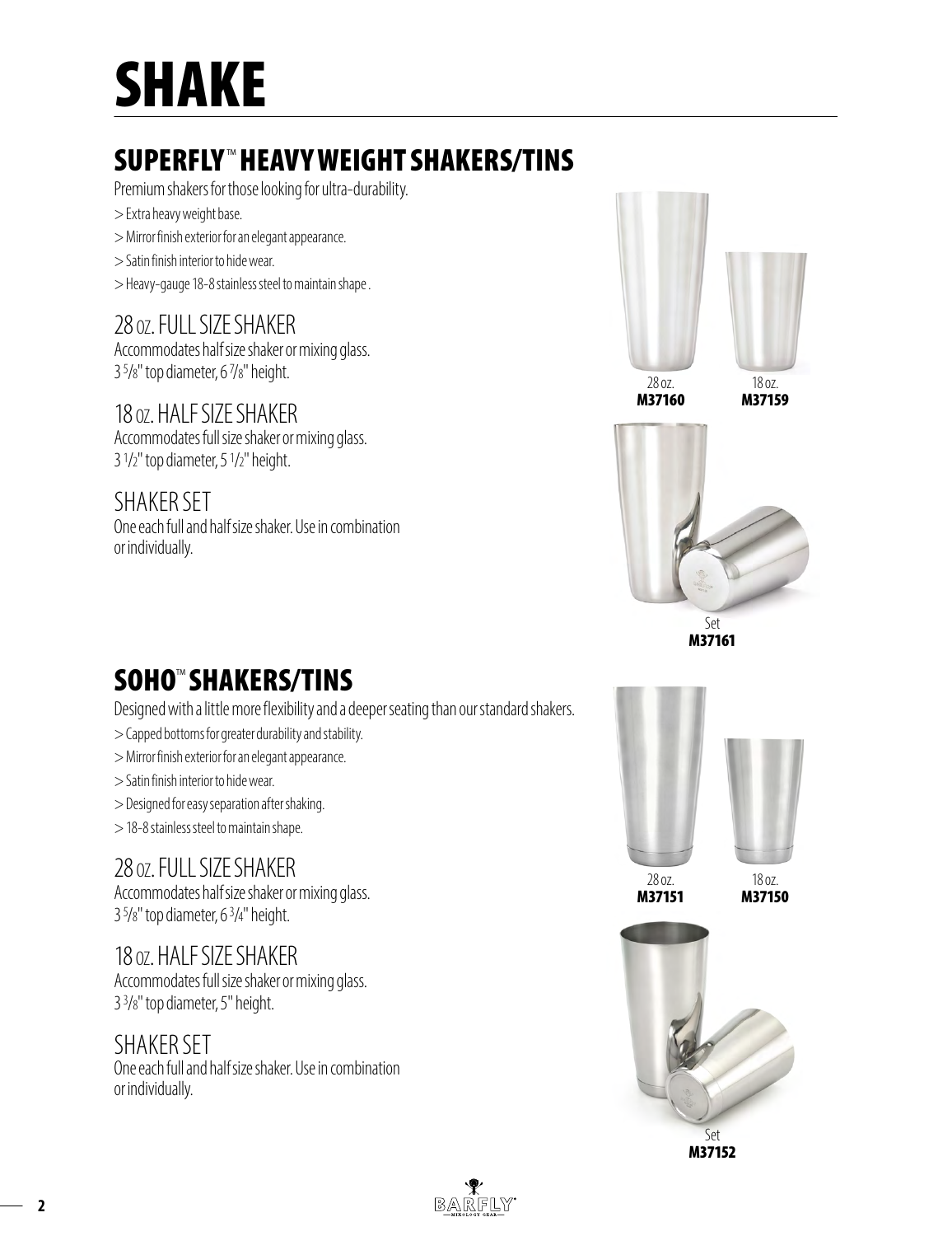# SHAKE

## SUPERFLY™ HEAVY WEIGHT SHAKERS/TINS

Premium shakers for those looking for ultra-durability.

> Extra heavy weight base.
> Mirror finish exterior for an elegant appearance.
> Satin finish interior to hide wear.
> Heavy-gauge 18-8 stainless steel to maintain shape .

### 28 OZ. FULL SIZE SHAKER

Accommodates half size shaker or mixing glass.
3 5/8" top diameter, 6 7/8" height.

### 18 OZ. HALF SIZE SHAKER

Accommodates full size shaker or mixing glass.
3 1/2" top diameter, 5 1/2" height.

### SHAKER SET

One each full and half size shaker. Use in combination or individually.

28 oz.
**M37160**

18 oz.
**M37159**

Set
**M37161**

## SOHO™ SHAKERS/TINS

Designed with a little more flexibility and a deeper seating than our standard shakers.

> Capped bottoms for greater durability and stability.
> Mirror finish exterior for an elegant appearance.
> Satin finish interior to hide wear.
> Designed for easy separation after shaking.
> 18-8 stainless steel to maintain shape.

### 28 OZ. FULL SIZE SHAKER

Accommodates half size shaker or mixing glass.
3 5/8" top diameter, 6 3/4" height.

### 18 OZ. HALF SIZE SHAKER

Accommodates full size shaker or mixing glass.
3 3/8" top diameter, 5" height.

### SHAKER SET

One each full and half size shaker. Use in combination or individually.

28 oz.
**M37151**

18 oz.
**M37150**

Set
**M37152**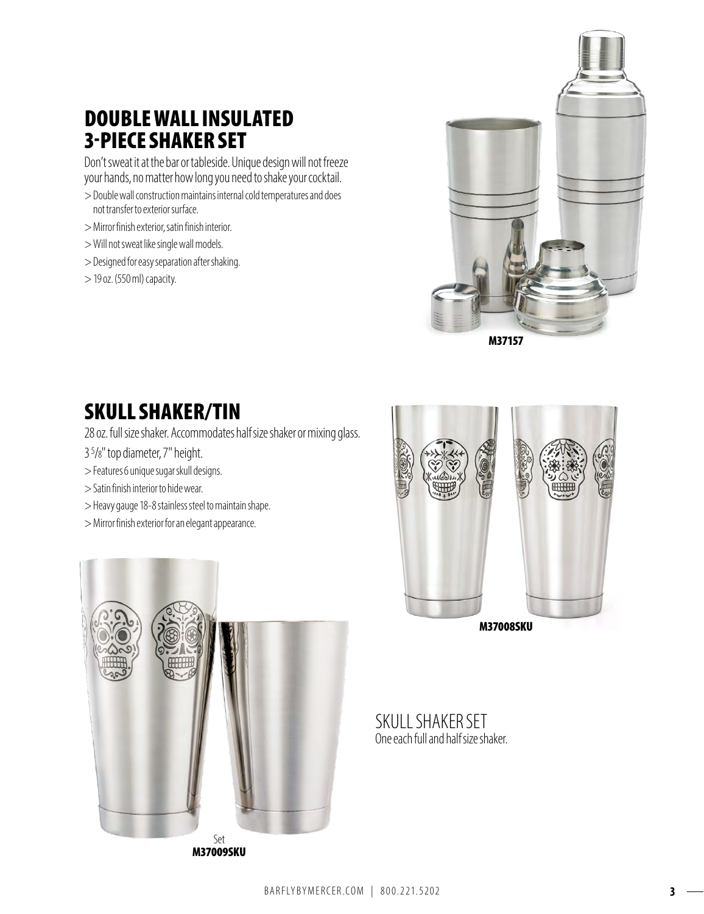## DOUBLE WALL INSULATED 3-PIECE SHAKER SET

Don't sweat it at the bar or tableside. Unique design will not freeze your hands, no matter how long you need to shake your cocktail.

> Double wall construction maintains internal cold temperatures and does not transfer to exterior surface.
> Mirror finish exterior, satin finish interior.
> Will not sweat like single wall models.
> Designed for easy separation after shaking.
> 19 oz. (550 ml) capacity.

M37157

## SKULL SHAKER/TIN

28 oz. full size shaker. Accommodates half size shaker or mixing glass.

3 5/8" top diameter, 7" height.

> Features 6 unique sugar skull designs.
> Satin finish interior to hide wear.
> Heavy gauge 18-8 stainless steel to maintain shape.
> Mirror finish exterior for an elegant appearance.

M37008SKU

SKULL SHAKER SET

One each full and half size shaker.

Set
M37009SKU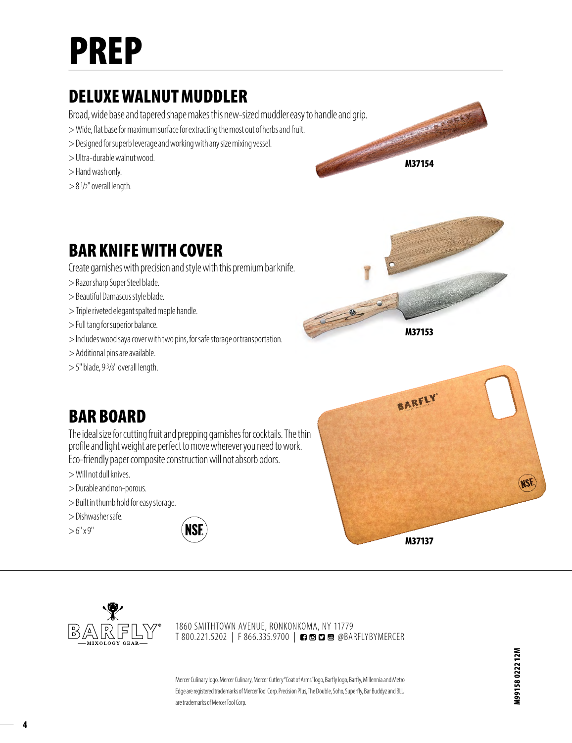# PREP

## DELUXE WALNUT MUDDLER

Broad, wide base and tapered shape makes this new-sized muddler easy to handle and grip.

> Wide, flat base for maximum surface for extracting the most out of herbs and fruit.
> Designed for superb leverage and working with any size mixing vessel.
> Ultra-durable walnut wood.
> Hand wash only.
> 8 1/2" overall length.

**M37154**

## BAR KNIFE WITH COVER

Create garnishes with precision and style with this premium bar knife.

> Razor sharp Super Steel blade.
> Beautiful Damascus style blade.
> Triple riveted elegant spalted maple handle.
> Full tang for superior balance.
> Includes wood saya cover with two pins, for safe storage or transportation.
> Additional pins are available.
> 5" blade, 9 3/8" overall length.

**M37153**

## BAR BOARD

The ideal size for cutting fruit and prepping garnishes for cocktails. The thin profile and light weight are perfect to move wherever you need to work. Eco-friendly paper composite construction will not absorb odors.

> Will not dull knives.
> Durable and non-porous.
> Built in thumb hold for easy storage.
> Dishwasher safe.
> 6" x 9"

NSF

**M37137**

BARFLY® MIXOLOGY GEAR

1860 SMITHTOWN AVENUE, RONKONKOMA, NY 11779
T 800.221.5202 | F 866.335.9700 | @BARFLYBYMERCER

Mercer Culinary logo, Mercer Culinary, Mercer Cutlery "Coat of Arms" logo, Barfly logo, Barfly, Millennia and Metro Edge are registered trademarks of Mercer Tool Corp. Precision Plus, The Double, Soho, Superfly, Bar Buddyz and BLU are trademarks of Mercer Tool Corp.

M99158 0222 12M